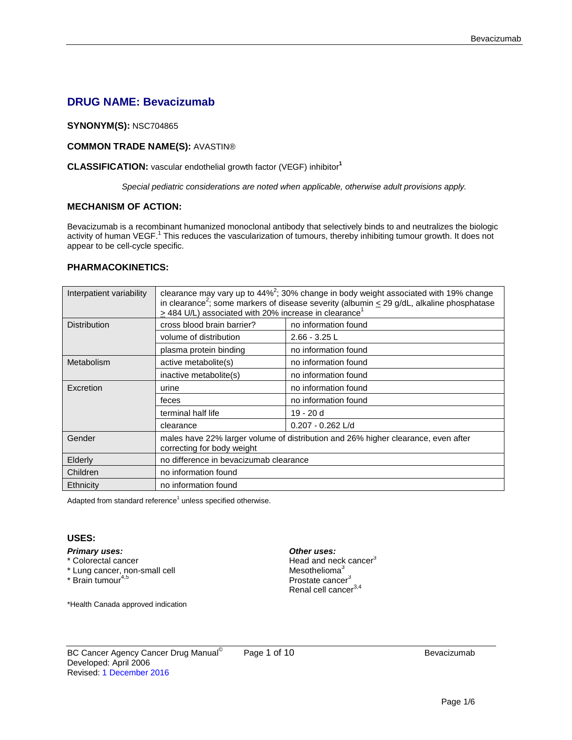# DRUG NAME: Bevacizumab

**SYNONYM(S):** NSC704865

**COMMON TRADE NAME(S):** AVASTIN®

**CLASSIFICATION:** vascular endothelial growth factor (VEGF) inhibitor[1]

*Special pediatric considerations are noted when applicable, otherwise adult provisions apply.*

## MECHANISM OF ACTION:

Bevacizumab is a recombinant humanized monoclonal antibody that selectively binds to and neutralizes the biologic activity of human VEGF.[1] This reduces the vascularization of tumours, thereby inhibiting tumour growth. It does not appear to be cell-cycle specific.

## PHARMACOKINETICS:

| | | |
|---|---|---|
| Interpatient variability | clearance may vary up to 44%[2]; 30% change in body weight associated with 19% change in clearance[2]; some markers of disease severity (albumin ≤ 29 g/dL, alkaline phosphatase ≥ 484 U/L) associated with 20% increase in clearance[1] | |
| Distribution | cross blood brain barrier? | no information found |
| | volume of distribution | 2.66 - 3.25 L |
| | plasma protein binding | no information found |
| Metabolism | active metabolite(s) | no information found |
| | inactive metabolite(s) | no information found |
| Excretion | urine | no information found |
| | feces | no information found |
| | terminal half life | 19 - 20 d |
| | clearance | 0.207 - 0.262 L/d |
| Gender | males have 22% larger volume of distribution and 26% higher clearance, even after correcting for body weight | |
| Elderly | no difference in bevacizumab clearance | |
| Children | no information found | |
| Ethnicity | no information found | |

Adapted from standard reference[1] unless specified otherwise.

## USES:

***Primary uses:***
* Colorectal cancer
* Lung cancer, non-small cell
* Brain tumour[4,5]

***Other uses:***
Head and neck cancer[3]
Mesothelioma[3]
Prostate cancer[3]
Renal cell cancer[3,4]

*Health Canada approved indication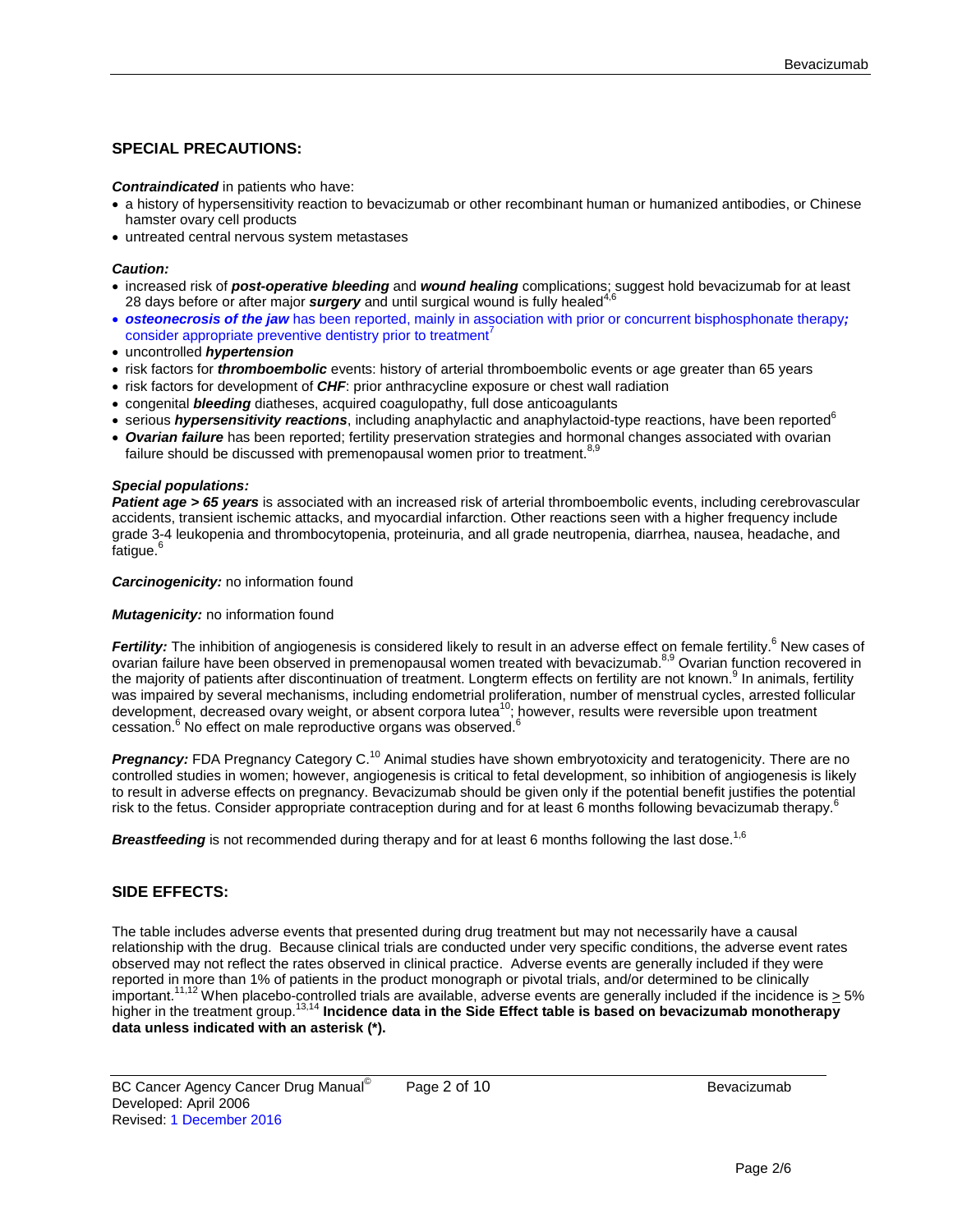## SPECIAL PRECAUTIONS:

***Contraindicated*** in patients who have:

- a history of hypersensitivity reaction to bevacizumab or other recombinant human or humanized antibodies, or Chinese hamster ovary cell products
- untreated central nervous system metastases

***Caution:***

- increased risk of ***post-operative bleeding*** and ***wound healing*** complications; suggest hold bevacizumab for at least 28 days before or after major ***surgery*** and until surgical wound is fully healed[4,6]
- ***osteonecrosis of the jaw*** has been reported, mainly in association with prior or concurrent bisphosphonate therapy***;*** consider appropriate preventive dentistry prior to treatment[7]
- uncontrolled ***hypertension***
- risk factors for ***thromboembolic*** events: history of arterial thromboembolic events or age greater than 65 years
- risk factors for development of ***CHF***: prior anthracycline exposure or chest wall radiation
- congenital ***bleeding*** diatheses, acquired coagulopathy, full dose anticoagulants
- serious ***hypersensitivity reactions***, including anaphylactic and anaphylactoid-type reactions, have been reported[6]
- ***Ovarian failure*** has been reported; fertility preservation strategies and hormonal changes associated with ovarian failure should be discussed with premenopausal women prior to treatment.[8,9]

***Special populations:***

***Patient age > 65 years*** is associated with an increased risk of arterial thromboembolic events, including cerebrovascular accidents, transient ischemic attacks, and myocardial infarction. Other reactions seen with a higher frequency include grade 3-4 leukopenia and thrombocytopenia, proteinuria, and all grade neutropenia, diarrhea, nausea, headache, and fatigue.[6]

***Carcinogenicity:*** no information found

***Mutagenicity:*** no information found

***Fertility:*** The inhibition of angiogenesis is considered likely to result in an adverse effect on female fertility.[6] New cases of ovarian failure have been observed in premenopausal women treated with bevacizumab.[8,9] Ovarian function recovered in the majority of patients after discontinuation of treatment. Longterm effects on fertility are not known.[9] In animals, fertility was impaired by several mechanisms, including endometrial proliferation, number of menstrual cycles, arrested follicular development, decreased ovary weight, or absent corpora lutea[10]; however, results were reversible upon treatment cessation.[6] No effect on male reproductive organs was observed.[6]

***Pregnancy:*** FDA Pregnancy Category C.[10] Animal studies have shown embryotoxicity and teratogenicity. There are no controlled studies in women; however, angiogenesis is critical to fetal development, so inhibition of angiogenesis is likely to result in adverse effects on pregnancy. Bevacizumab should be given only if the potential benefit justifies the potential risk to the fetus. Consider appropriate contraception during and for at least 6 months following bevacizumab therapy.[6]

***Breastfeeding*** is not recommended during therapy and for at least 6 months following the last dose.[1,6]

## SIDE EFFECTS:

The table includes adverse events that presented during drug treatment but may not necessarily have a causal relationship with the drug. Because clinical trials are conducted under very specific conditions, the adverse event rates observed may not reflect the rates observed in clinical practice. Adverse events are generally included if they were reported in more than 1% of patients in the product monograph or pivotal trials, and/or determined to be clinically important.[11,12] When placebo-controlled trials are available, adverse events are generally included if the incidence is $\geq$ 5% higher in the treatment group.[13,14] **Incidence data in the Side Effect table is based on bevacizumab monotherapy data unless indicated with an asterisk (*).**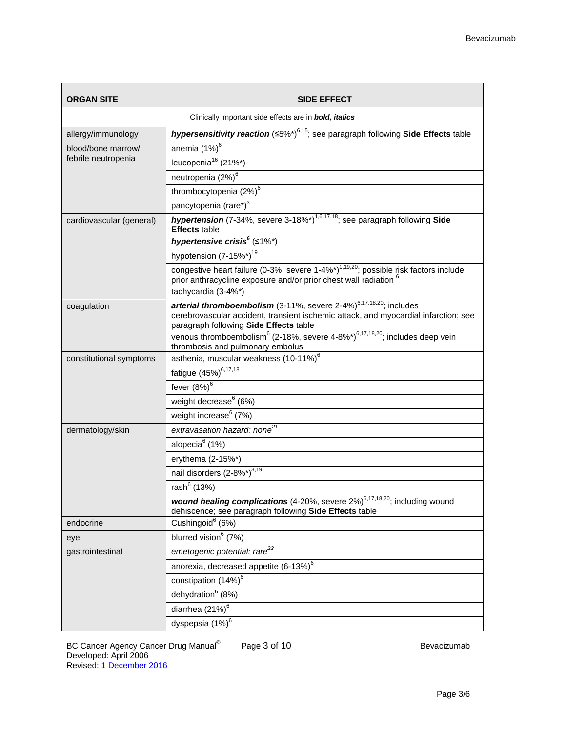| ORGAN SITE | SIDE EFFECT |
|---|---|
| Clinically important side effects are in ***bold, italics*** | |
| allergy/immunology | ***hypersensitivity reaction*** (≤5%*)[6,15]; see paragraph following **Side Effects** table |
| blood/bone marrow/ febrile neutropenia | anemia (1%)[6] |
| | leucopenia[16] (21%*) |
| | neutropenia (2%)[6] |
| | thrombocytopenia (2%)[6] |
| | pancytopenia (rare*)[3] |
| cardiovascular (general) | ***hypertension*** (7-34%, severe 3-18%*)[1,6,17,18]; see paragraph following **Side Effects** table |
| | ***hypertensive crisis***[6] (≤1%*) |
| | hypotension (7-15%*)[19] |
| | congestive heart failure (0-3%, severe 1-4%*)[1,19,20]; possible risk factors include prior anthracycline exposure and/or prior chest wall radiation [6] |
| | tachycardia (3-4%*) |
| coagulation | ***arterial thromboembolism*** (3-11%, severe 2-4%)[6,17,18,20]; includes cerebrovascular accident, transient ischemic attack, and myocardial infarction; see paragraph following **Side Effects** table |
| | venous thromboembolism[6] (2-18%, severe 4-8%*)[6,17,18,20]; includes deep vein thrombosis and pulmonary embolus |
| constitutional symptoms | asthenia, muscular weakness (10-11%)[6] |
| | fatigue (45%)[6,17,18] |
| | fever (8%)[6] |
| | weight decrease[6] (6%) |
| | weight increase[6] (7%) |
| dermatology/skin | *extravasation hazard: none*[21] |
| | alopecia[6] (1%) |
| | erythema (2-15%*) |
| | nail disorders (2-8%*)[3,19] |
| | rash[6] (13%) |
| | ***wound healing complications*** (4-20%, severe 2%)[6,17,18,20]; including wound dehiscence; see paragraph following **Side Effects** table |
| endocrine | Cushingoid[6] (6%) |
| eye | blurred vision[6] (7%) |
| gastrointestinal | *emetogenic potential: rare*[22] |
| | anorexia, decreased appetite (6-13%)[6] |
| | constipation (14%)[6] |
| | dehydration[6] (8%) |
| | diarrhea (21%)[6] |
| | dyspepsia (1%)[6] |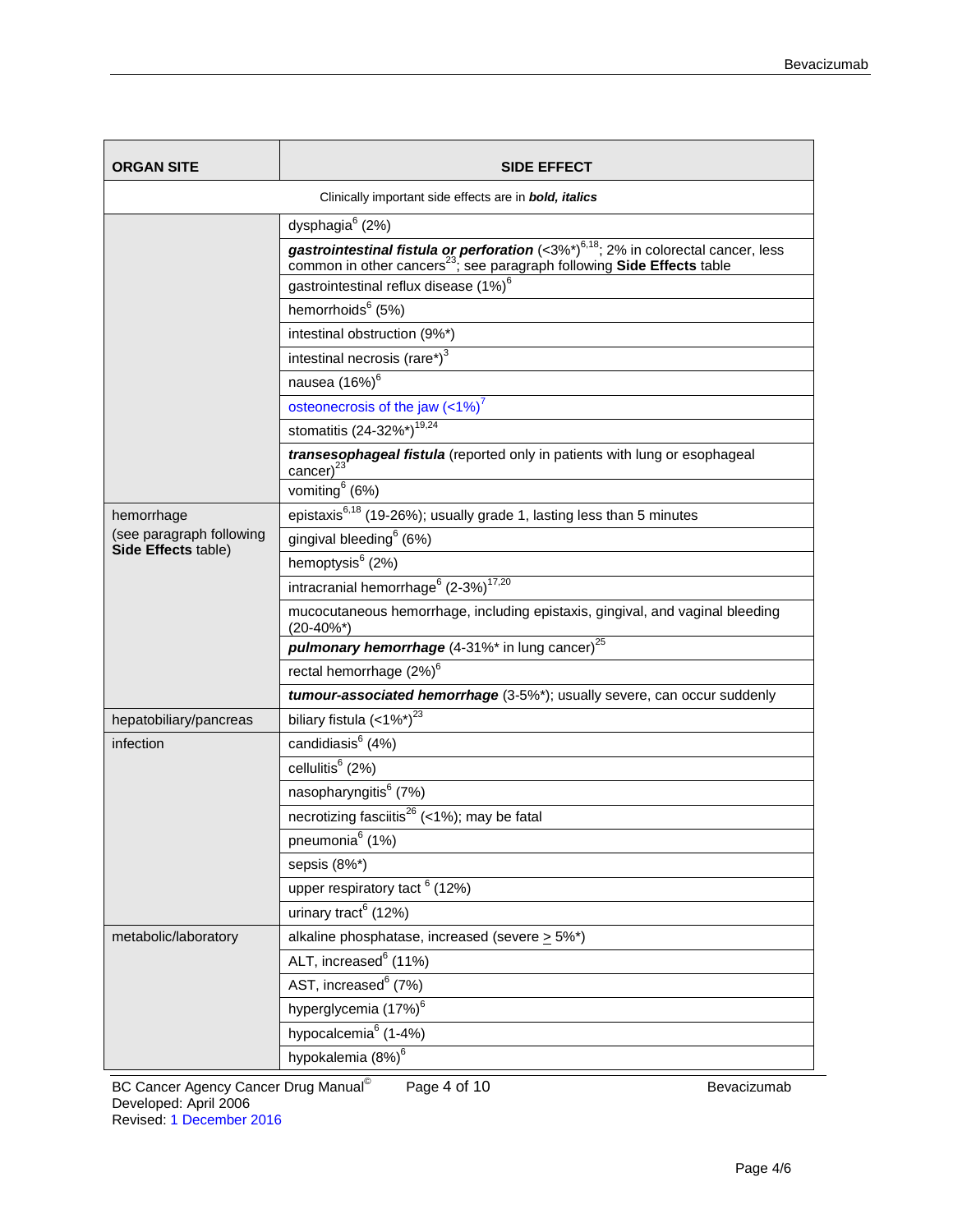| ORGAN SITE | SIDE EFFECT |
|---|---|
| Clinically important side effects are in ***bold, italics*** | |
| | dysphagia[6] (2%) |
| | ***gastrointestinal fistula or perforation*** (<3%*)[6,18]; 2% in colorectal cancer, less common in other cancers[23]; see paragraph following **Side Effects** table |
| | gastrointestinal reflux disease (1%)[6] |
| | hemorrhoids[6] (5%) |
| | intestinal obstruction (9%*) |
| | intestinal necrosis (rare*)[3] |
| | nausea (16%)[6] |
| | osteonecrosis of the jaw (<1%)[7] |
| | stomatitis (24-32%*)[19,24] |
| | ***transesophageal fistula*** (reported only in patients with lung or esophageal cancer)[23] |
| | vomiting[6] (6%) |
| hemorrhage (see paragraph following **Side Effects** table) | epistaxis[6,18] (19-26%); usually grade 1, lasting less than 5 minutes |
| | gingival bleeding[6] (6%) |
| | hemoptysis[6] (2%) |
| | intracranial hemorrhage[6] (2-3%)[17,20] |
| | mucocutaneous hemorrhage, including epistaxis, gingival, and vaginal bleeding (20-40%*) |
| | ***pulmonary hemorrhage*** (4-31%* in lung cancer)[25] |
| | rectal hemorrhage (2%)[6] |
| | ***tumour-associated hemorrhage*** (3-5%*); usually severe, can occur suddenly |
| hepatobiliary/pancreas | biliary fistula (<1%*)[23] |
| infection | candidiasis[6] (4%) |
| | cellulitis[6] (2%) |
| | nasopharyngitis[6] (7%) |
| | necrotizing fasciitis[26] (<1%); may be fatal |
| | pneumonia[6] (1%) |
| | sepsis (8%*) |
| | upper respiratory tact [6] (12%) |
| | urinary tract[6] (12%) |
| metabolic/laboratory | alkaline phosphatase, increased (severe ≥ 5%*) |
| | ALT, increased[6] (11%) |
| | AST, increased[6] (7%) |
| | hyperglycemia (17%)[6] |
| | hypocalcemia[6] (1-4%) |
| | hypokalemia (8%)[6] |

BC Cancer Agency Cancer Drug Manual©
Developed: April 2006
Revised: 1 December 2016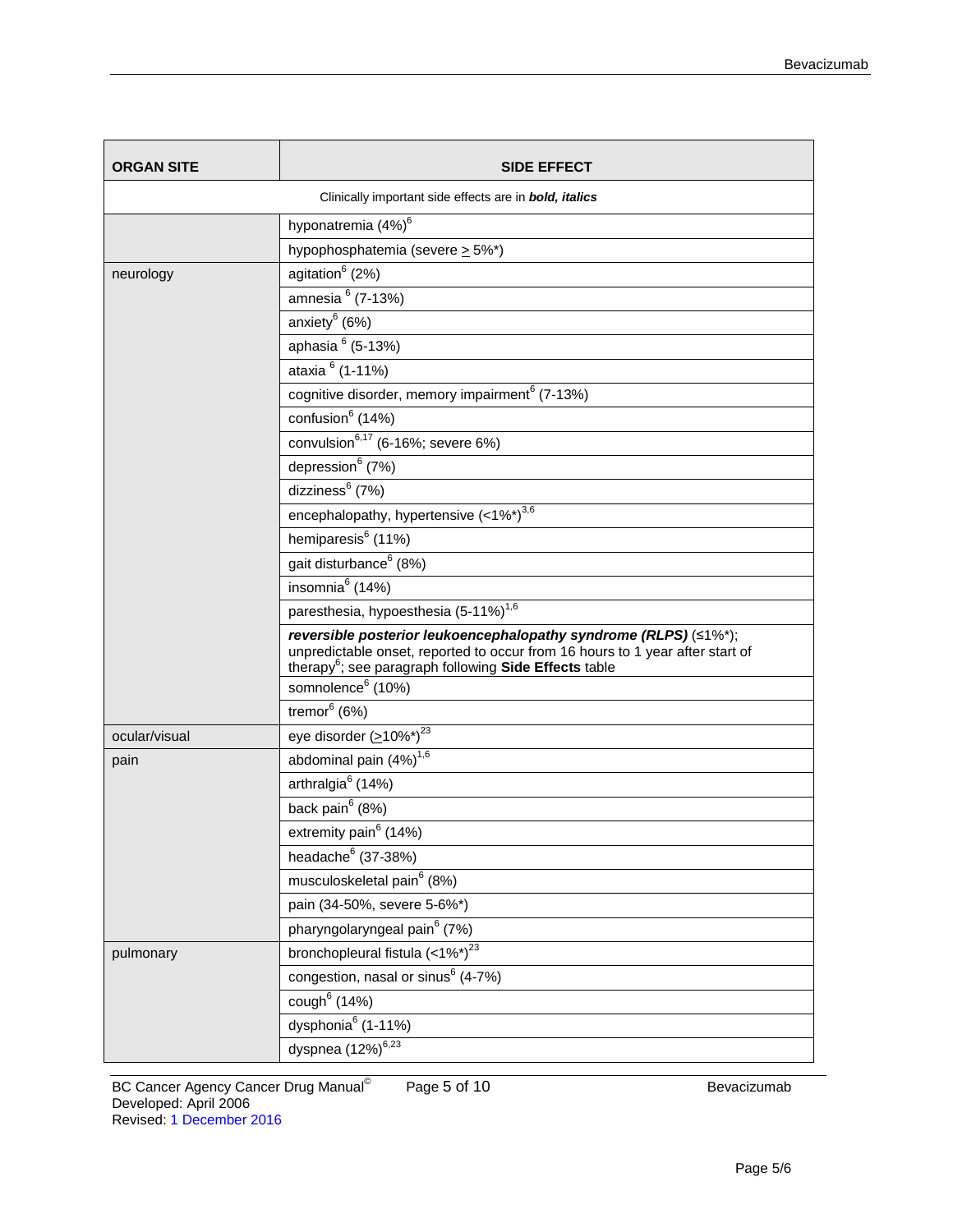| ORGAN SITE | SIDE EFFECT |
|---|---|
| Clinically important side effects are in ***bold, italics*** | |
| | hyponatremia (4%)[6] |
| | hypophosphatemia (severe ≥ 5%*) |
| neurology | agitation[6] (2%) |
| | amnesia [6] (7-13%) |
| | anxiety[6] (6%) |
| | aphasia [6] (5-13%) |
| | ataxia [6] (1-11%) |
| | cognitive disorder, memory impairment[6] (7-13%) |
| | confusion[6] (14%) |
| | convulsion[6,17] (6-16%; severe 6%) |
| | depression[6] (7%) |
| | dizziness[6] (7%) |
| | encephalopathy, hypertensive (<1%*)[3,6] |
| | hemiparesis[6] (11%) |
| | gait disturbance[6] (8%) |
| | insomnia[6] (14%) |
| | paresthesia, hypoesthesia (5-11%)[1,6] |
| | ***reversible posterior leukoencephalopathy syndrome (RLPS)*** (≤1%*); unpredictable onset, reported to occur from 16 hours to 1 year after start of therapy[6]; see paragraph following **Side Effects** table |
| | somnolence[6] (10%) |
| | tremor[6] (6%) |
| ocular/visual | eye disorder (≥10%*)[23] |
| pain | abdominal pain (4%)[1,6] |
| | arthralgia[6] (14%) |
| | back pain[6] (8%) |
| | extremity pain[6] (14%) |
| | headache[6] (37-38%) |
| | musculoskeletal pain[6] (8%) |
| | pain (34-50%, severe 5-6%*) |
| | pharyngolaryngeal pain[6] (7%) |
| pulmonary | bronchopleural fistula (<1%*)[23] |
| | congestion, nasal or sinus[6] (4-7%) |
| | cough[6] (14%) |
| | dysphonia[6] (1-11%) |
| | dyspnea (12%)[6,23] |

BC Cancer Agency Cancer Drug Manual©
Developed: April 2006
Revised: 1 December 2016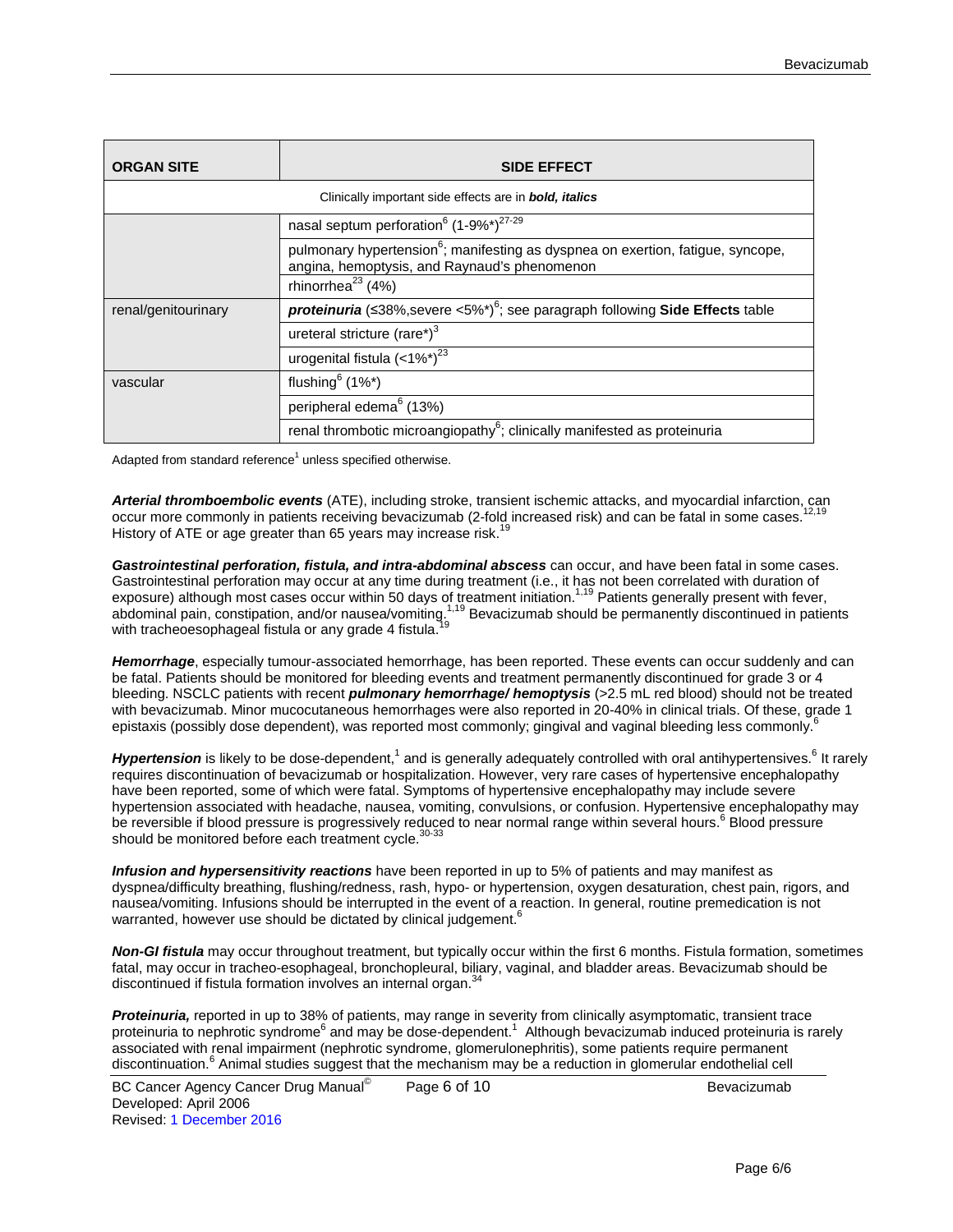| ORGAN SITE | SIDE EFFECT |
|---|---|
| Clinically important side effects are in ***bold, italics*** | |
| | nasal septum perforation[6] (1-9%*)[27-29] |
| | pulmonary hypertension[6]; manifesting as dyspnea on exertion, fatigue, syncope, angina, hemoptysis, and Raynaud's phenomenon |
| | rhinorrhea[23] (4%) |
| renal/genitourinary | ***proteinuria*** (≤38%,severe <5%*)[6]; see paragraph following **Side Effects** table |
| | ureteral stricture (rare*)[3] |
| | urogenital fistula (<1%*)[23] |
| vascular | flushing[6] (1%*) |
| | peripheral edema[6] (13%) |
| | renal thrombotic microangiopathy[6]; clinically manifested as proteinuria |

Adapted from standard reference[1] unless specified otherwise.

***Arterial thromboembolic events*** (ATE), including stroke, transient ischemic attacks, and myocardial infarction, can occur more commonly in patients receiving bevacizumab (2-fold increased risk) and can be fatal in some cases.[12,19] History of ATE or age greater than 65 years may increase risk.[19]

***Gastrointestinal perforation, fistula, and intra-abdominal abscess*** can occur, and have been fatal in some cases. Gastrointestinal perforation may occur at any time during treatment (i.e., it has not been correlated with duration of exposure) although most cases occur within 50 days of treatment initiation.[1,19] Patients generally present with fever, abdominal pain, constipation, and/or nausea/vomiting.[1,19] Bevacizumab should be permanently discontinued in patients with tracheoesophageal fistula or any grade 4 fistula.[19]

***Hemorrhage***, especially tumour-associated hemorrhage, has been reported. These events can occur suddenly and can be fatal. Patients should be monitored for bleeding events and treatment permanently discontinued for grade 3 or 4 bleeding. NSCLC patients with recent ***pulmonary hemorrhage/ hemoptysis*** (>2.5 mL red blood) should not be treated with bevacizumab. Minor mucocutaneous hemorrhages were also reported in 20-40% in clinical trials. Of these, grade 1 epistaxis (possibly dose dependent), was reported most commonly; gingival and vaginal bleeding less commonly.[6]

***Hypertension*** is likely to be dose-dependent,[1] and is generally adequately controlled with oral antihypertensives.[6] It rarely requires discontinuation of bevacizumab or hospitalization. However, very rare cases of hypertensive encephalopathy have been reported, some of which were fatal. Symptoms of hypertensive encephalopathy may include severe hypertension associated with headache, nausea, vomiting, convulsions, or confusion. Hypertensive encephalopathy may be reversible if blood pressure is progressively reduced to near normal range within several hours.[6] Blood pressure should be monitored before each treatment cycle.[30-33]

***Infusion and hypersensitivity reactions*** have been reported in up to 5% of patients and may manifest as dyspnea/difficulty breathing, flushing/redness, rash, hypo- or hypertension, oxygen desaturation, chest pain, rigors, and nausea/vomiting. Infusions should be interrupted in the event of a reaction. In general, routine premedication is not warranted, however use should be dictated by clinical judgement.[6]

***Non-GI fistula*** may occur throughout treatment, but typically occur within the first 6 months. Fistula formation, sometimes fatal, may occur in tracheo-esophageal, bronchopleural, biliary, vaginal, and bladder areas. Bevacizumab should be discontinued if fistula formation involves an internal organ.[34]

***Proteinuria,*** reported in up to 38% of patients, may range in severity from clinically asymptomatic, transient trace proteinuria to nephrotic syndrome[6] and may be dose-dependent.[1] Although bevacizumab induced proteinuria is rarely associated with renal impairment (nephrotic syndrome, glomerulonephritis), some patients require permanent discontinuation.[6] Animal studies suggest that the mechanism may be a reduction in glomerular endothelial cell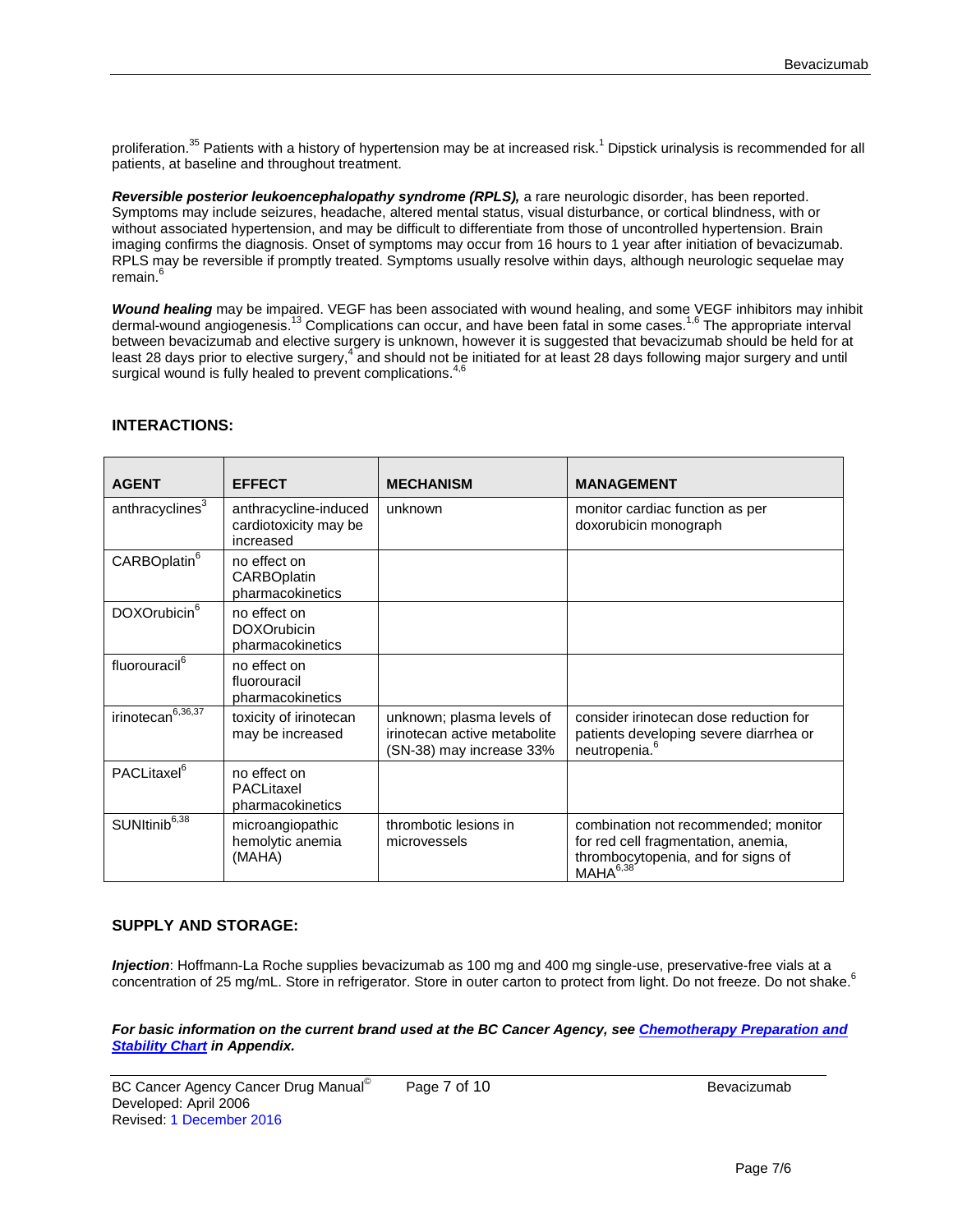proliferation.[35] Patients with a history of hypertension may be at increased risk.[1] Dipstick urinalysis is recommended for all patients, at baseline and throughout treatment.

***Reversible posterior leukoencephalopathy syndrome (RPLS),*** a rare neurologic disorder, has been reported. Symptoms may include seizures, headache, altered mental status, visual disturbance, or cortical blindness, with or without associated hypertension, and may be difficult to differentiate from those of uncontrolled hypertension. Brain imaging confirms the diagnosis. Onset of symptoms may occur from 16 hours to 1 year after initiation of bevacizumab. RPLS may be reversible if promptly treated. Symptoms usually resolve within days, although neurologic sequelae may remain.[6]

***Wound healing*** may be impaired. VEGF has been associated with wound healing, and some VEGF inhibitors may inhibit dermal-wound angiogenesis.[13] Complications can occur, and have been fatal in some cases.[1,6] The appropriate interval between bevacizumab and elective surgery is unknown, however it is suggested that bevacizumab should be held for at least 28 days prior to elective surgery,[4] and should not be initiated for at least 28 days following major surgery and until surgical wound is fully healed to prevent complications.[4,6]

## INTERACTIONS:

| AGENT | EFFECT | MECHANISM | MANAGEMENT |
|---|---|---|---|
| anthracyclines[3] | anthracycline-induced cardiotoxicity may be increased | unknown | monitor cardiac function as per doxorubicin monograph |
| CARBOplatin[6] | no effect on CARBOplatin pharmacokinetics | | |
| DOXOrubicin[6] | no effect on DOXOrubicin pharmacokinetics | | |
| fluorouracil[6] | no effect on fluorouracil pharmacokinetics | | |
| irinotecan[6,36,37] | toxicity of irinotecan may be increased | unknown; plasma levels of irinotecan active metabolite (SN-38) may increase 33% | consider irinotecan dose reduction for patients developing severe diarrhea or neutropenia.[6] |
| PACLitaxel[6] | no effect on PACLitaxel pharmacokinetics | | |
| SUNItinib[6,38] | microangiopathic hemolytic anemia (MAHA) | thrombotic lesions in microvessels | combination not recommended; monitor for red cell fragmentation, anemia, thrombocytopenia, and for signs of MAHA[6,38] |

## SUPPLY AND STORAGE:

***Injection***: Hoffmann-La Roche supplies bevacizumab as 100 mg and 400 mg single-use, preservative-free vials at a concentration of 25 mg/mL. Store in refrigerator. Store in outer carton to protect from light. Do not freeze. Do not shake.[6]

***For basic information on the current brand used at the BC Cancer Agency, see Chemotherapy Preparation and Stability Chart in Appendix.***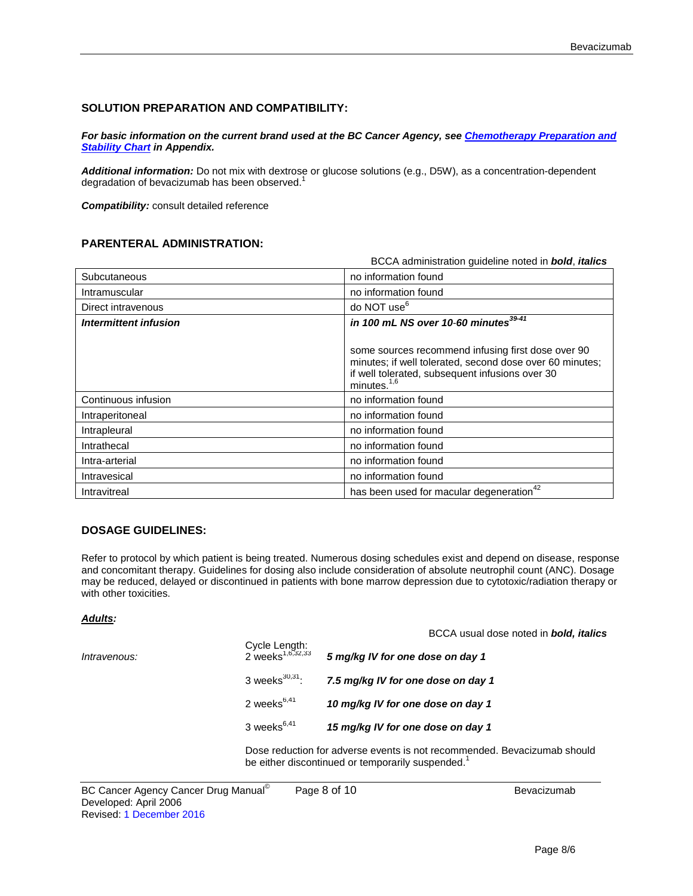## SOLUTION PREPARATION AND COMPATIBILITY:

***For basic information on the current brand used at the BC Cancer Agency, see Chemotherapy Preparation and Stability Chart in Appendix.***

***Additional information:*** Do not mix with dextrose or glucose solutions (e.g., D5W), as a concentration-dependent degradation of bevacizumab has been observed.[1]

***Compatibility:*** consult detailed reference

## PARENTERAL ADMINISTRATION:

BCCA administration guideline noted in ***bold***, ***italics***

| | |
|---|---|
| Subcutaneous | no information found |
| Intramuscular | no information found |
| Direct intravenous | do NOT use[6] |
| ***Intermittent infusion*** | ***in 100 mL NS over 10-60 minutes***[39-41]<br><br>some sources recommend infusing first dose over 90 minutes; if well tolerated, second dose over 60 minutes; if well tolerated, subsequent infusions over 30 minutes.[1,6] |
| Continuous infusion | no information found |
| Intraperitoneal | no information found |
| Intrapleural | no information found |
| Intrathecal | no information found |
| Intra-arterial | no information found |
| Intravesical | no information found |
| Intravitreal | has been used for macular degeneration[42] |

## DOSAGE GUIDELINES:

Refer to protocol by which patient is being treated. Numerous dosing schedules exist and depend on disease, response and concomitant therapy. Guidelines for dosing also include consideration of absolute neutrophil count (ANC). Dosage may be reduced, delayed or discontinued in patients with bone marrow depression due to cytotoxic/radiation therapy or with other toxicities.

***Adults:***

BCCA usual dose noted in ***bold, italics***

| | Cycle Length: | |
|---|---|---|
| *Intravenous:* | 2 weeks[1,6,32,33] | ***5 mg/kg IV for one dose on day 1*** |
| | 3 weeks[30,31]: | ***7.5 mg/kg IV for one dose on day 1*** |
| | 2 weeks[6,41] | ***10 mg/kg IV for one dose on day 1*** |
| | 3 weeks[6,41] | ***15 mg/kg IV for one dose on day 1*** |

Dose reduction for adverse events is not recommended. Bevacizumab should be either discontinued or temporarily suspended.[1]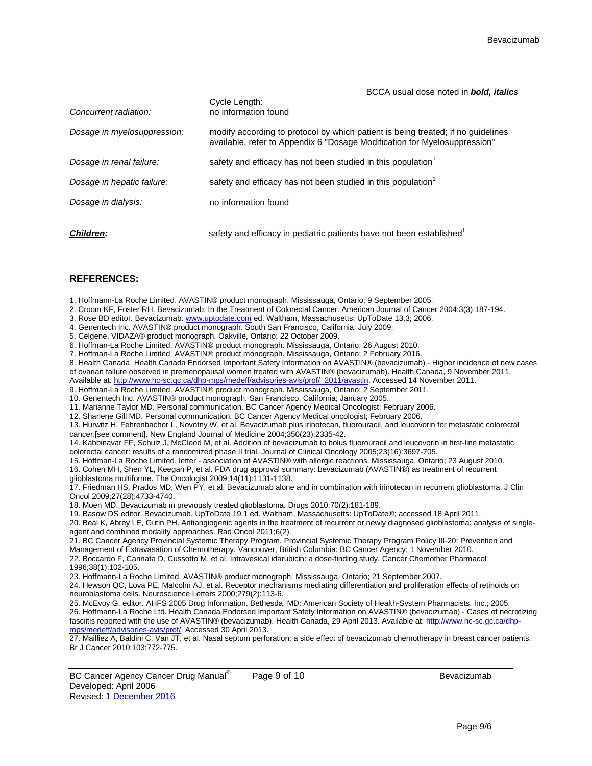BCCA usual dose noted in ***bold, italics***

| | |
|---|---|
| *Concurrent radiation:* | Cycle Length: no information found |
| *Dosage in myelosuppression:* | modify according to protocol by which patient is being treated; if no guidelines available, refer to Appendix 6 "Dosage Modification for Myelosuppression" |
| *Dosage in renal failure:* | safety and efficacy has not been studied in this population[1] |
| *Dosage in hepatic failure:* | safety and efficacy has not been studied in this population[1] |
| *Dosage in dialysis:* | no information found |
| ***Children:*** | safety and efficacy in pediatric patients have not been established[1] |

## REFERENCES:

1. Hoffmann-La Roche Limited. AVASTIN® product monograph. Mississauga, Ontario; 9 September 2005.
2. Croom KF, Foster RH. Bevacizumab: In the Treatment of Colorectal Cancer. American Journal of Cancer 2004;3(3):187-194.
3. Rose BD editor. Bevacizumab. www.uptodate.com ed. Waltham, Massachusetts: UpToDate 13.3; 2006.
4. Genentech Inc. AVASTIN® product monograph. South San Francisco, California; July 2009.
5. Celgene. VIDAZA® product monograph. Oakville, Ontario; 22 October 2009.
6. Hoffman-La Roche Limited. AVASTIN® product monograph. Mississauga, Ontario; 26 August 2010.
7. Hoffman-La Roche Limited. AVASTIN® product monograph. Mississauga, Ontario; 2 February 2016.
8. Health Canada. Health Canada Endorsed Important Safety Information on AVASTIN® (bevacizumab) - Higher incidence of new cases of ovarian failure observed in premenopausal women treated with AVASTIN® (bevacizumab). Health Canada, 9 November 2011. Available at: http://www.hc-sc.gc.ca/dhp-mps/medeff/advisories-avis/prof/_2011/avastin. Accessed 14 November 2011.
9. Hoffman-La Roche Limited. AVASTIN® product monograph. Mississauga, Ontario; 2 September 2011.
10. Genentech Inc. AVASTIN® product monograph. San Francisco, California; January 2005.
11. Marianne Taylor MD. Personal communication. BC Cancer Agency Medical Oncologist; February 2006.
12. Sharlene Gill MD. Personal communication. BC Cancer Agency Medical oncologist; February 2006.
13. Hurwitz H, Fehrenbacher L, Novotny W, et al. Bevacizumab plus irinotecan, fluorouracil, and leucovorin for metastatic colorectal cancer.[see comment]. New England Journal of Medicine 2004;350(23):2335-42.
14. Kabbinavar FF, Schulz J, McCleod M, et al. Addition of bevacizumab to bolus fluorouracil and leucovorin in first-line metastatic colorectal cancer: results of a randomized phase II trial. Journal of Clinical Oncology 2005;23(16):3697-705.
15. Hoffman-La Roche Limited. letter - association of AVASTIN® with allergic reactions. Mississauga, Ontario; 23 August 2010.
16. Cohen MH, Shen YL, Keegan P, et al. FDA drug approval summary: bevacizumab (AVASTIN®) as treatment of recurrent glioblastoma multiforme. The Oncologist 2009;14(11):1131-1138.
17. Friedman HS, Prados MD, Wen PY, et al. Bevacizumab alone and in combination with irinotecan in recurrent glioblastoma. J Clin Oncol 2009;27(28):4733-4740.
18. Moen MD. Bevacizumab in previously treated glioblastoma. Drugs 2010;70(2):181-189.
19. Basow DS editor. Bevacizumab. UpToDate 19.1 ed. Waltham, Massachusetts: UpToDate®; accessed 18 April 2011.
20. Beal K, Abrey LE, Gutin PH. Antiangiogenic agents in the treatment of recurrent or newly diagnosed glioblastoma: analysis of single-agent and combined modality approaches. Rad Oncol 2011;6(2).
21. BC Cancer Agency Provincial Systemic Therapy Program. Provincial Systemic Therapy Program Policy III-20: Prevention and Management of Extravasation of Chemotherapy. Vancouver, British Columbia: BC Cancer Agency; 1 November 2010.
22. Boccardo F, Cannata D, Cussotto M, et al. Intravesical idarubicin: a dose-finding study. Cancer Chemother Pharmacol 1996;38(1):102-105.
23. Hoffmann-La Roche Limited. AVASTIN® product monograph. Mississauga, Ontario; 21 September 2007.
24. Hewson QC, Lova PE, Malcolm AJ, et al. Receptor mechanisms mediating differentiation and proliferation effects of retinoids on neuroblastoma cells. Neuroscience Letters 2000;279(2):113-6.
25. McEvoy G, editor. AHFS 2005 Drug Information. Bethesda, MD: American Society of Health-System Pharmacists, Inc.; 2005.
26. Hoffmann-La Roche Ltd. Health Canada Endorsed Important Safety Information on AVASTIN® (bevacizumab) - Cases of necrotizing fasciitis reported with the use of AVASTIN® (bevacizumab). Health Canada, 29 April 2013. Available at: http://www.hc-sc.gc.ca/dhp-mps/medeff/advisories-avis/prof/. Accessed 30 April 2013.
27. Mailliez A, Baldini C, Van JT, et al. Nasal septum perforation: a side effect of bevacizumab chemotherapy in breast cancer patients. Br J Cancer 2010;103:772-775.

BC Cancer Agency Cancer Drug Manual©
Developed: April 2006
Revised: 1 December 2016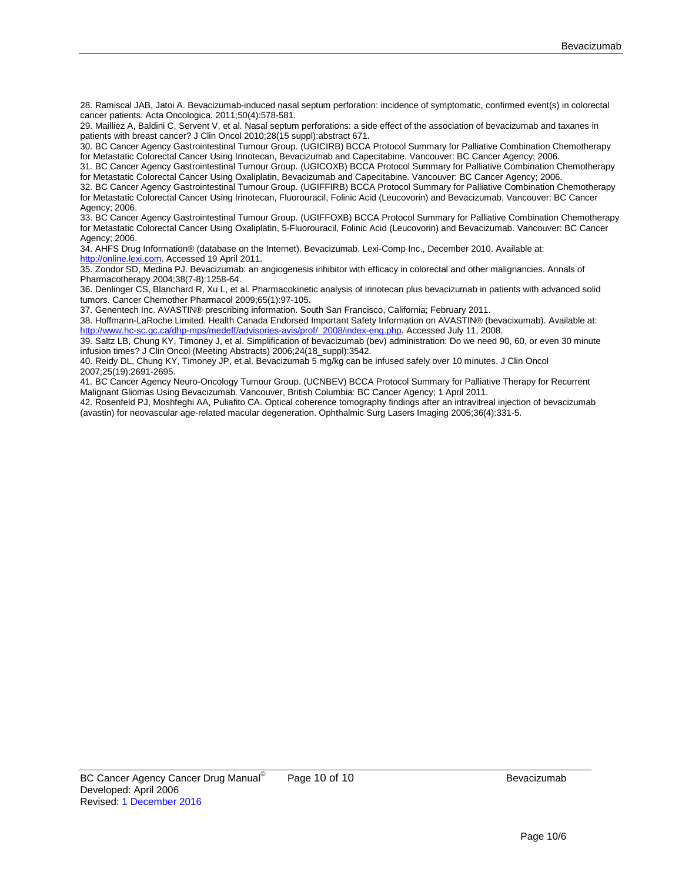28. Ramiscal JAB, Jatoi A. Bevacizumab-induced nasal septum perforation: incidence of symptomatic, confirmed event(s) in colorectal cancer patients. Acta Oncologica. 2011;50(4):578-581.

29. Mailliez A, Baldini C, Servent V, et al. Nasal septum perforations: a side effect of the association of bevacizumab and taxanes in patients with breast cancer? J Clin Oncol 2010;28(15 suppl):abstract 671.

30. BC Cancer Agency Gastrointestinal Tumour Group. (UGICIRB) BCCA Protocol Summary for Palliative Combination Chemotherapy for Metastatic Colorectal Cancer Using Irinotecan, Bevacizumab and Capecitabine. Vancouver: BC Cancer Agency; 2006.

31. BC Cancer Agency Gastrointestinal Tumour Group. (UGICOXB) BCCA Protocol Summary for Palliative Combination Chemotherapy for Metastatic Colorectal Cancer Using Oxaliplatin, Bevacizumab and Capecitabine. Vancouver: BC Cancer Agency; 2006.

32. BC Cancer Agency Gastrointestinal Tumour Group. (UGIFFIRB) BCCA Protocol Summary for Palliative Combination Chemotherapy for Metastatic Colorectal Cancer Using Irinotecan, Fluorouracil, Folinic Acid (Leucovorin) and Bevacizumab. Vancouver: BC Cancer Agency; 2006.

33. BC Cancer Agency Gastrointestinal Tumour Group. (UGIFFOXB) BCCA Protocol Summary for Palliative Combination Chemotherapy for Metastatic Colorectal Cancer Using Oxaliplatin, 5-Fluorouracil, Folinic Acid (Leucovorin) and Bevacizumab. Vancouver: BC Cancer Agency; 2006.

34. AHFS Drug Information® (database on the Internet). Bevacizumab. Lexi-Comp Inc., December 2010. Available at: http://online.lexi.com. Accessed 19 April 2011.

35. Zondor SD, Medina PJ. Bevacizumab: an angiogenesis inhibitor with efficacy in colorectal and other malignancies. Annals of Pharmacotherapy 2004;38(7-8):1258-64.

36. Denlinger CS, Blanchard R, Xu L, et al. Pharmacokinetic analysis of irinotecan plus bevacizumab in patients with advanced solid tumors. Cancer Chemother Pharmacol 2009;65(1):97-105.

37. Genentech Inc. AVASTIN® prescribing information. South San Francisco, California; February 2011.

38. Hoffmann-LaRoche Limited. Health Canada Endorsed Important Safety Information on AVASTIN® (bevacixumab). Available at: http://www.hc-sc.gc.ca/dhp-mps/medeff/advisories-avis/prof/_2008/index-eng.php. Accessed July 11, 2008.

39. Saltz LB, Chung KY, Timoney J, et al. Simplification of bevacizumab (bev) administration: Do we need 90, 60, or even 30 minute infusion times? J Clin Oncol (Meeting Abstracts) 2006;24(18_suppl):3542.

40. Reidy DL, Chung KY, Timoney JP, et al. Bevacizumab 5 mg/kg can be infused safely over 10 minutes. J Clin Oncol 2007;25(19):2691-2695.

41. BC Cancer Agency Neuro-Oncology Tumour Group. (UCNBEV) BCCA Protocol Summary for Palliative Therapy for Recurrent Malignant Gliomas Using Bevacizumab. Vancouver, British Columbia: BC Cancer Agency; 1 April 2011.

42. Rosenfeld PJ, Moshfeghi AA, Puliafito CA. Optical coherence tomography findings after an intravitreal injection of bevacizumab (avastin) for neovascular age-related macular degeneration. Ophthalmic Surg Lasers Imaging 2005;36(4):331-5.